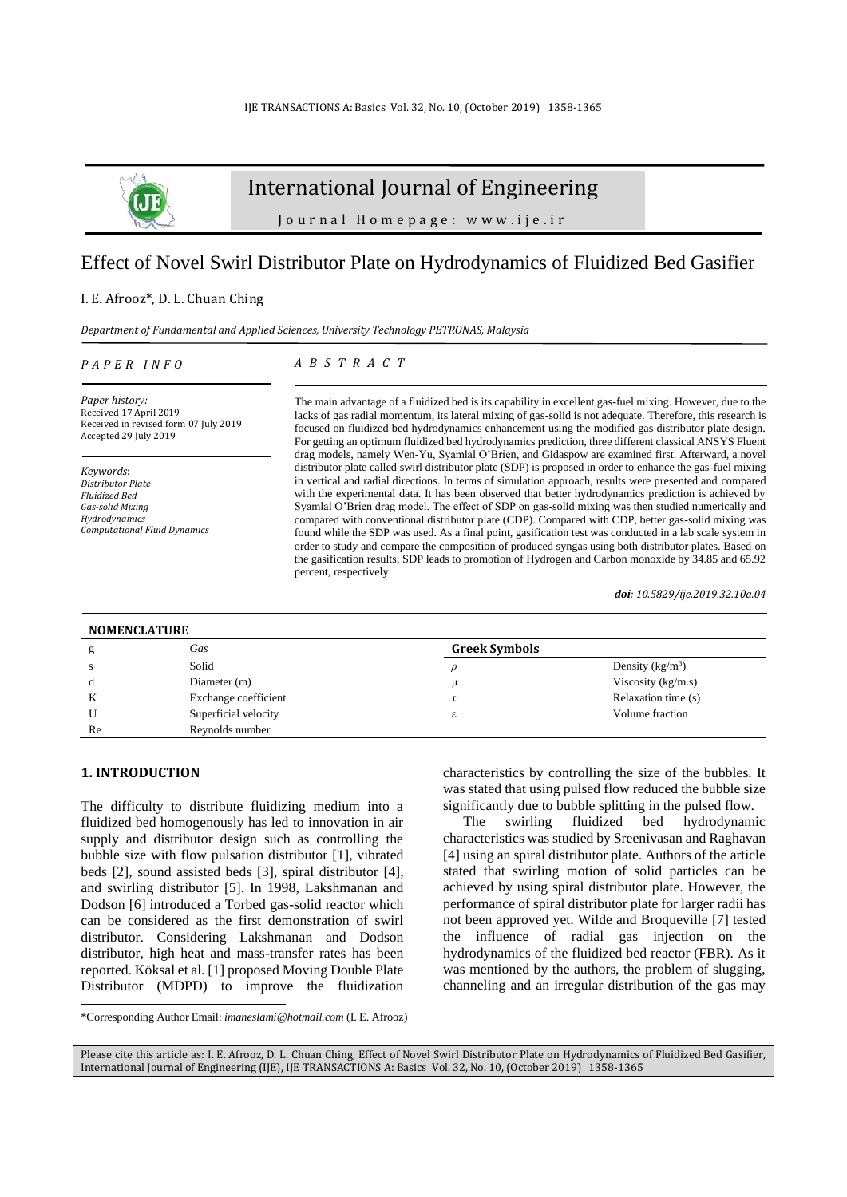# International Journal of Engineering

Journal Homepage: www.ije.ir

## Effect of Novel Swirl Distributor Plate on Hydrodynamics of Fluidized Bed Gasifier

I. E. Afrooz*, D. L. Chuan Ching

*Department of Fundamental and Applied Sciences, University Technology PETRONAS, Malaysia*

### PAPER INFO

*Paper history:*
Received 17 April 2019
Received in revised form 07 July 2019
Accepted 29 July 2019

*Keywords*:
*Distributor Plate*
*Fluidized Bed*
*Gas-solid Mixing*
*Hydrodynamics*
*Computational Fluid Dynamics*

### ABSTRACT

The main advantage of a fluidized bed is its capability in excellent gas-fuel mixing. However, due to the lacks of gas radial momentum, its lateral mixing of gas-solid is not adequate. Therefore, this research is focused on fluidized bed hydrodynamics enhancement using the modified gas distributor plate design. For getting an optimum fluidized bed hydrodynamics prediction, three different classical ANSYS Fluent drag models, namely Wen-Yu, Syamlal O'Brien, and Gidaspow are examined first. Afterward, a novel distributor plate called swirl distributor plate (SDP) is proposed in order to enhance the gas-fuel mixing in vertical and radial directions. In terms of simulation approach, results were presented and compared with the experimental data. It has been observed that better hydrodynamics prediction is achieved by Syamlal O'Brien drag model. The effect of SDP on gas-solid mixing was then studied numerically and compared with conventional distributor plate (CDP). Compared with CDP, better gas-solid mixing was found while the SDP was used. As a final point, gasification test was conducted in a lab scale system in order to study and compare the composition of produced syngas using both distributor plates. Based on the gasification results, SDP leads to promotion of Hydrogen and Carbon monoxide by 34.85 and 65.92 percent, respectively.

***doi**: 10.5829/ije.2019.32.10a.04*

### NOMENCLATURE

| | | **Greek Symbols** | |
|---|---|---|---|
| g | *Gas* | $\rho$ | Density (kg/m$^3$) |
| s | Solid | $\mu$ | Viscosity (kg/m.s) |
| d | Diameter (m) | $\tau$ | Relaxation time (s) |
| K | Exchange coefficient | $\varepsilon$ | Volume fraction |
| U | Superficial velocity | | |
| Re | Reynolds number | | |

## 1. INTRODUCTION

The difficulty to distribute fluidizing medium into a fluidized bed homogenously has led to innovation in air supply and distributor design such as controlling the bubble size with flow pulsation distributor [1], vibrated beds [2], sound assisted beds [3], spiral distributor [4], and swirling distributor [5]. In 1998, Lakshmanan and Dodson [6] introduced a Torbed gas-solid reactor which can be considered as the first demonstration of swirl distributor. Considering Lakshmanan and Dodson distributor, high heat and mass-transfer rates has been reported. Köksal et al. [1] proposed Moving Double Plate Distributor (MDPD) to improve the fluidization characteristics by controlling the size of the bubbles. It was stated that using pulsed flow reduced the bubble size significantly due to bubble splitting in the pulsed flow.

The swirling fluidized bed hydrodynamic characteristics was studied by Sreenivasan and Raghavan [4] using an spiral distributor plate. Authors of the article stated that swirling motion of solid particles can be achieved by using spiral distributor plate. However, the performance of spiral distributor plate for larger radii has not been approved yet. Wilde and Broqueville [7] tested the influence of radial gas injection on the hydrodynamics of the fluidized bed reactor (FBR). As it was mentioned by the authors, the problem of slugging, channeling and an irregular distribution of the gas may

*Corresponding Author Email: *imaneslami@hotmail.com* (I. E. Afrooz)

Please cite this article as: I. E. Afrooz, D. L. Chuan Ching, Effect of Novel Swirl Distributor Plate on Hydrodynamics of Fluidized Bed Gasifier, International Journal of Engineering (IJE), IJE TRANSACTIONS A: Basics Vol. 32, No. 10, (October 2019) 1358-1365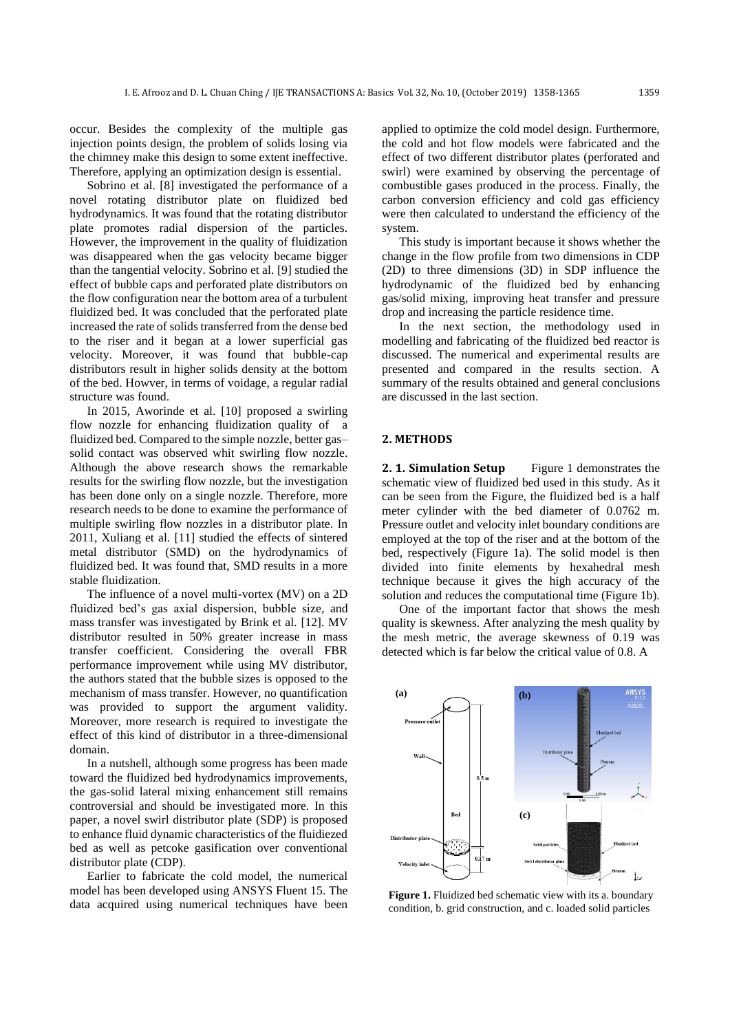occur. Besides the complexity of the multiple gas injection points design, the problem of solids losing via the chimney make this design to some extent ineffective. Therefore, applying an optimization design is essential.

Sobrino et al. [8] investigated the performance of a novel rotating distributor plate on fluidized bed hydrodynamics. It was found that the rotating distributor plate promotes radial dispersion of the particles. However, the improvement in the quality of fluidization was disappeared when the gas velocity became bigger than the tangential velocity. Sobrino et al. [9] studied the effect of bubble caps and perforated plate distributors on the flow configuration near the bottom area of a turbulent fluidized bed. It was concluded that the perforated plate increased the rate of solids transferred from the dense bed to the riser and it began at a lower superficial gas velocity. Moreover, it was found that bubble-cap distributors result in higher solids density at the bottom of the bed. Howver, in terms of voidage, a regular radial structure was found.

In 2015, Aworinde et al. [10] proposed a swirling flow nozzle for enhancing fluidization quality of a fluidized bed. Compared to the simple nozzle, better gas–solid contact was observed whit swirling flow nozzle. Although the above research shows the remarkable results for the swirling flow nozzle, but the investigation has been done only on a single nozzle. Therefore, more research needs to be done to examine the performance of multiple swirling flow nozzles in a distributor plate. In 2011, Xuliang et al. [11] studied the effects of sintered metal distributor (SMD) on the hydrodynamics of fluidized bed. It was found that, SMD results in a more stable fluidization.

The influence of a novel multi-vortex (MV) on a 2D fluidized bed's gas axial dispersion, bubble size, and mass transfer was investigated by Brink et al. [12]. MV distributor resulted in 50% greater increase in mass transfer coefficient. Considering the overall FBR performance improvement while using MV distributor, the authors stated that the bubble sizes is opposed to the mechanism of mass transfer. However, no quantification was provided to support the argument validity. Moreover, more research is required to investigate the effect of this kind of distributor in a three-dimensional domain.

In a nutshell, although some progress has been made toward the fluidized bed hydrodynamics improvements, the gas-solid lateral mixing enhancement still remains controversial and should be investigated more. In this paper, a novel swirl distributor plate (SDP) is proposed to enhance fluid dynamic characteristics of the fluidiezed bed as well as petcoke gasification over conventional distributor plate (CDP).

Earlier to fabricate the cold model, the numerical model has been developed using ANSYS Fluent 15. The data acquired using numerical techniques have been applied to optimize the cold model design. Furthermore, the cold and hot flow models were fabricated and the effect of two different distributor plates (perforated and swirl) were examined by observing the percentage of combustible gases produced in the process. Finally, the carbon conversion efficiency and cold gas efficiency were then calculated to understand the efficiency of the system.

This study is important because it shows whether the change in the flow profile from two dimensions in CDP (2D) to three dimensions (3D) in SDP influence the hydrodynamic of the fluidized bed by enhancing gas/solid mixing, improving heat transfer and pressure drop and increasing the particle residence time.

In the next section, the methodology used in modelling and fabricating of the fluidized bed reactor is discussed. The numerical and experimental results are presented and compared in the results section. A summary of the results obtained and general conclusions are discussed in the last section.

## 2. METHODS

**2. 1. Simulation Setup** Figure 1 demonstrates the schematic view of fluidized bed used in this study. As it can be seen from the Figure, the fluidized bed is a half meter cylinder with the bed diameter of 0.0762 m. Pressure outlet and velocity inlet boundary conditions are employed at the top of the riser and at the bottom of the bed, respectively (Figure 1a). The solid model is then divided into finite elements by hexahedral mesh technique because it gives the high accuracy of the solution and reduces the computational time (Figure 1b).

One of the important factor that shows the mesh quality is skewness. After analyzing the mesh quality by the mesh metric, the average skewness of 0.19 was detected which is far below the critical value of 0.8. A

**Figure 1.** Fluidized bed schematic view with its a. boundary condition, b. grid construction, and c. loaded solid particles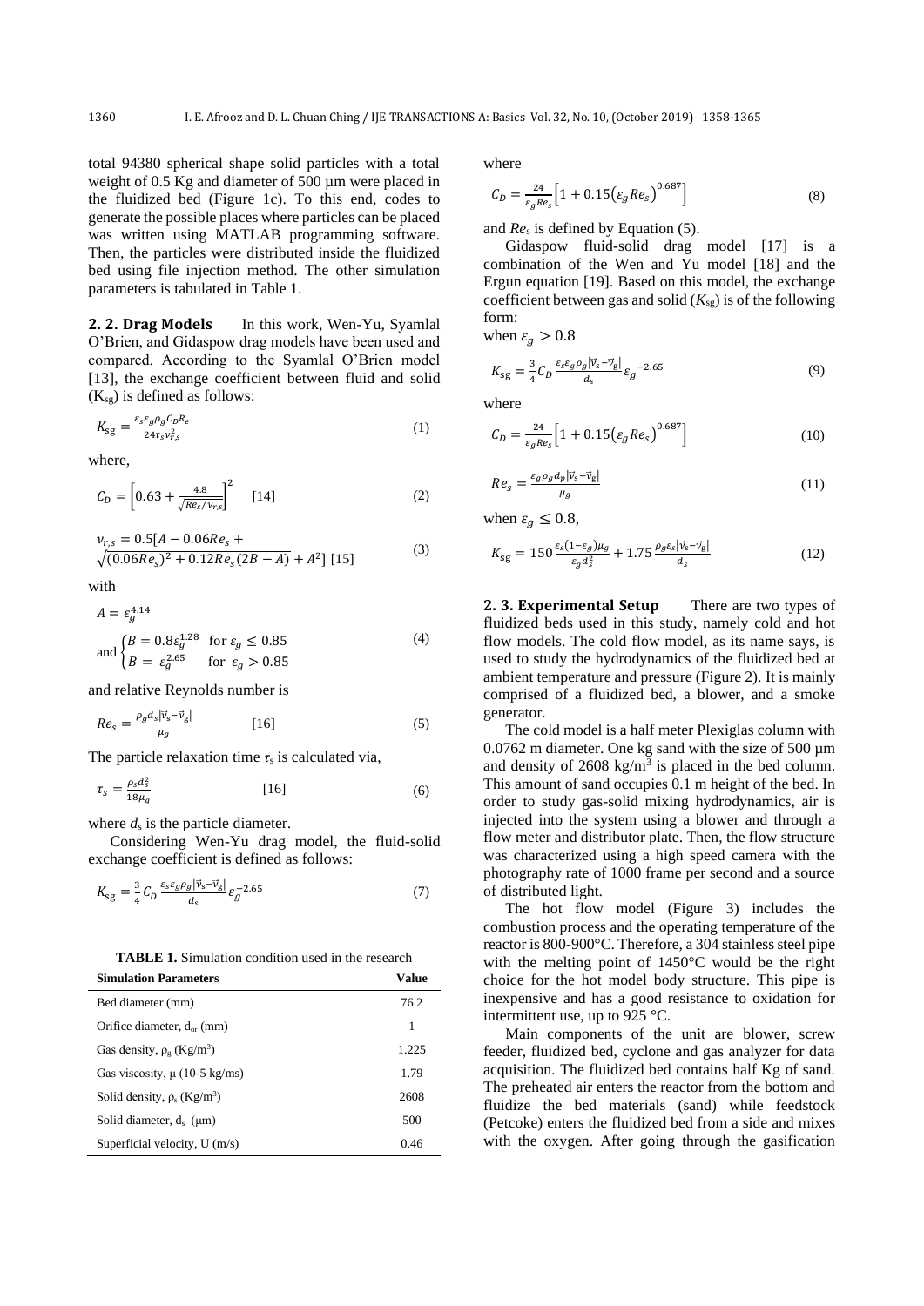total 94380 spherical shape solid particles with a total weight of 0.5 Kg and diameter of 500 µm were placed in the fluidized bed (Figure 1c). To this end, codes to generate the possible places where particles can be placed was written using MATLAB programming software. Then, the particles were distributed inside the fluidized bed using file injection method. The other simulation parameters is tabulated in Table 1.

**2. 2. Drag Models** In this work, Wen-Yu, Syamlal O'Brien, and Gidaspow drag models have been used and compared. According to the Syamlal O'Brien model [13], the exchange coefficient between fluid and solid ($K_{sg}$) is defined as follows:

$$K_{sg} = \frac{\varepsilon_s \varepsilon_g \rho_g C_D R_e}{24 \tau_s v_{r,s}^2} \tag{1}$$

where,

$$C_D = \left[0.63 + \frac{4.8}{\sqrt{Re_s/v_{r,s}}}\right]^2 \quad [14] \tag{2}$$

$$v_{r,s} = 0.5\left[A - 0.06Re_s + \sqrt{(0.06Re_s)^2 + 0.12Re_s(2B - A) + A^2}\right] \ [15] \tag{3}$$

with

$$A = \varepsilon_g^{4.14}$$

$$\text{and} \begin{cases} B = 0.8\varepsilon_g^{1.28} & \text{for } \varepsilon_g \leq 0.85 \\ B = \varepsilon_g^{2.65} & \text{for } \varepsilon_g > 0.85 \end{cases} \tag{4}$$

and relative Reynolds number is

$$Re_s = \frac{\rho_g d_s |\vec{v}_s - \vec{v}_g|}{\mu_g} \quad [16] \tag{5}$$

The particle relaxation time $\tau_s$ is calculated via,

$$\tau_s = \frac{\rho_s d_s^2}{18\mu_g} \quad [16] \tag{6}$$

where $d_s$ is the particle diameter.

Considering Wen-Yu drag model, the fluid-solid exchange coefficient is defined as follows:

$$K_{sg} = \frac{3}{4} C_D \frac{\varepsilon_s \varepsilon_g \rho_g |\vec{v}_s - \vec{v}_g|}{d_s} \varepsilon_g^{-2.65} \tag{7}$$

**TABLE 1.** Simulation condition used in the research

| Simulation Parameters | Value |
|---|---|
| Bed diameter (mm) | 76.2 |
| Orifice diameter, $d_{or}$ (mm) | 1 |
| Gas density, $\rho_g$ (Kg/m$^3$) | 1.225 |
| Gas viscosity, µ (10-5 kg/ms) | 1.79 |
| Solid density, $\rho_s$ (Kg/m$^3$) | 2608 |
| Solid diameter, $d_s$ (µm) | 500 |
| Superficial velocity, U (m/s) | 0.46 |

where

$$C_D = \frac{24}{\varepsilon_g Re_s}\left[1 + 0.15\left(\varepsilon_g Re_s\right)^{0.687}\right] \tag{8}$$

and $Re_s$ is defined by Equation (5).

Gidaspow fluid-solid drag model [17] is a combination of the Wen and Yu model [18] and the Ergun equation [19]. Based on this model, the exchange coefficient between gas and solid ($K_{sg}$) is of the following form:

when $\varepsilon_g > 0.8$

$$K_{sg} = \frac{3}{4} C_D \frac{\varepsilon_s \varepsilon_g \rho_g |\vec{v}_s - \vec{v}_g|}{d_s} \varepsilon_g^{-2.65} \tag{9}$$

where

$$C_D = \frac{24}{\varepsilon_g Re_s}\left[1 + 0.15\left(\varepsilon_g Re_s\right)^{0.687}\right] \tag{10}$$

$$Re_s = \frac{\varepsilon_g \rho_g d_p |\vec{v}_s - \vec{v}_g|}{\mu_g} \tag{11}$$

when $\varepsilon_g \leq 0.8$,

$$K_{sg} = 150 \frac{\varepsilon_s (1 - \varepsilon_g) \mu_g}{\varepsilon_g d_s^2} + 1.75 \frac{\rho_g \varepsilon_s |\vec{v}_s - \vec{v}_g|}{d_s} \tag{12}$$

**2. 3. Experimental Setup** There are two types of fluidized beds used in this study, namely cold and hot flow models. The cold flow model, as its name says, is used to study the hydrodynamics of the fluidized bed at ambient temperature and pressure (Figure 2). It is mainly comprised of a fluidized bed, a blower, and a smoke generator.

The cold model is a half meter Plexiglas column with 0.0762 m diameter. One kg sand with the size of 500 µm and density of 2608 kg/m$^3$ is placed in the bed column. This amount of sand occupies 0.1 m height of the bed. In order to study gas-solid mixing hydrodynamics, air is injected into the system using a blower and through a flow meter and distributor plate. Then, the flow structure was characterized using a high speed camera with the photography rate of 1000 frame per second and a source of distributed light.

The hot flow model (Figure 3) includes the combustion process and the operating temperature of the reactor is 800-900°C. Therefore, a 304 stainless steel pipe with the melting point of 1450°C would be the right choice for the hot model body structure. This pipe is inexpensive and has a good resistance to oxidation for intermittent use, up to 925 °C.

Main components of the unit are blower, screw feeder, fluidized bed, cyclone and gas analyzer for data acquisition. The fluidized bed contains half Kg of sand. The preheated air enters the reactor from the bottom and fluidize the bed materials (sand) while feedstock (Petcoke) enters the fluidized bed from a side and mixes with the oxygen. After going through the gasification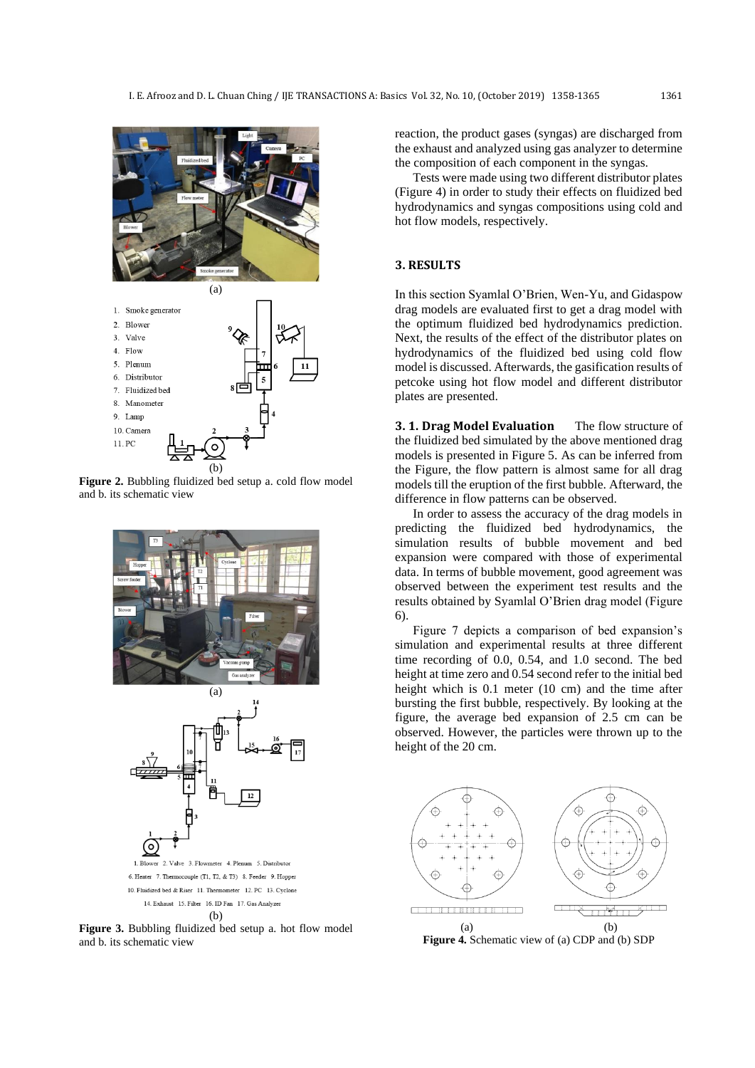Figure 2. Bubbling fluidized bed setup a. cold flow model and b. its schematic view

Figure 3. Bubbling fluidized bed setup a. hot flow model and b. its schematic view

reaction, the product gases (syngas) are discharged from the exhaust and analyzed using gas analyzer to determine the composition of each component in the syngas.

Tests were made using two different distributor plates (Figure 4) in order to study their effects on fluidized bed hydrodynamics and syngas compositions using cold and hot flow models, respectively.

## 3. RESULTS

In this section Syamlal O'Brien, Wen-Yu, and Gidaspow drag models are evaluated first to get a drag model with the optimum fluidized bed hydrodynamics prediction. Next, the results of the effect of the distributor plates on hydrodynamics of the fluidized bed using cold flow model is discussed. Afterwards, the gasification results of petcoke using hot flow model and different distributor plates are presented.

**3. 1. Drag Model Evaluation** The flow structure of the fluidized bed simulated by the above mentioned drag models is presented in Figure 5. As can be inferred from the Figure, the flow pattern is almost same for all drag models till the eruption of the first bubble. Afterward, the difference in flow patterns can be observed.

In order to assess the accuracy of the drag models in predicting the fluidized bed hydrodynamics, the simulation results of bubble movement and bed expansion were compared with those of experimental data. In terms of bubble movement, good agreement was observed between the experiment test results and the results obtained by Syamlal O'Brien drag model (Figure 6).

Figure 7 depicts a comparison of bed expansion's simulation and experimental results at three different time recording of 0.0, 0.54, and 1.0 second. The bed height at time zero and 0.54 second refer to the initial bed height which is 0.1 meter (10 cm) and the time after bursting the first bubble, respectively. By looking at the figure, the average bed expansion of 2.5 cm can be observed. However, the particles were thrown up to the height of the 20 cm.

Figure 4. Schematic view of (a) CDP and (b) SDP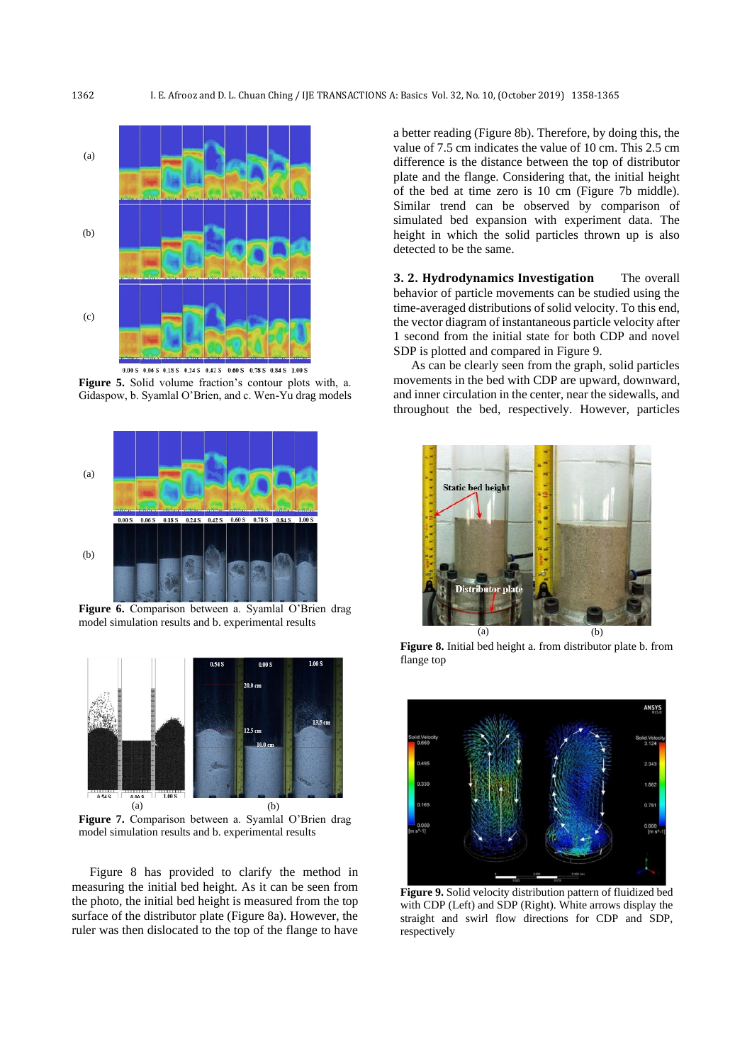Figure 5. Solid volume fraction's contour plots with, a. Gidaspow, b. Syamlal O'Brien, and c. Wen-Yu drag models

Figure 6. Comparison between a. Syamlal O'Brien drag model simulation results and b. experimental results

Figure 7. Comparison between a. Syamlal O'Brien drag model simulation results and b. experimental results

Figure 8 has provided to clarify the method in measuring the initial bed height. As it can be seen from the photo, the initial bed height is measured from the top surface of the distributor plate (Figure 8a). However, the ruler was then dislocated to the top of the flange to have a better reading (Figure 8b). Therefore, by doing this, the value of 7.5 cm indicates the value of 10 cm. This 2.5 cm difference is the distance between the top of distributor plate and the flange. Considering that, the initial height of the bed at time zero is 10 cm (Figure 7b middle). Similar trend can be observed by comparison of simulated bed expansion with experiment data. The height in which the solid particles thrown up is also detected to be the same.

**3. 2. Hydrodynamics Investigation** The overall behavior of particle movements can be studied using the time-averaged distributions of solid velocity. To this end, the vector diagram of instantaneous particle velocity after 1 second from the initial state for both CDP and novel SDP is plotted and compared in Figure 9.

As can be clearly seen from the graph, solid particles movements in the bed with CDP are upward, downward, and inner circulation in the center, near the sidewalls, and throughout the bed, respectively. However, particles

Figure 8. Initial bed height a. from distributor plate b. from flange top

Figure 9. Solid velocity distribution pattern of fluidized bed with CDP (Left) and SDP (Right). White arrows display the straight and swirl flow directions for CDP and SDP, respectively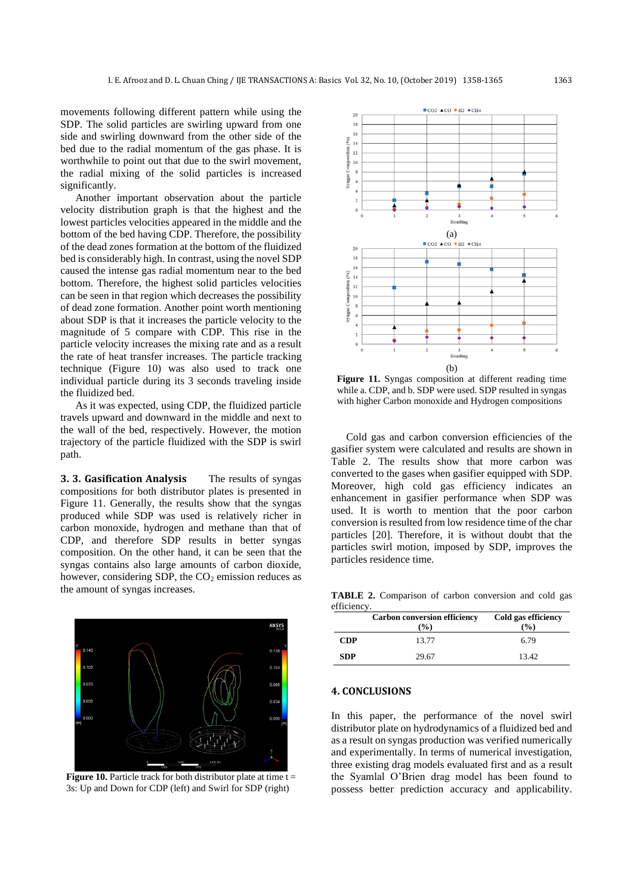movements following different pattern while using the SDP. The solid particles are swirling upward from one side and swirling downward from the other side of the bed due to the radial momentum of the gas phase. It is worthwhile to point out that due to the swirl movement, the radial mixing of the solid particles is increased significantly.

Another important observation about the particle velocity distribution graph is that the highest and the lowest particles velocities appeared in the middle and the bottom of the bed having CDP. Therefore, the possibility of the dead zones formation at the bottom of the fluidized bed is considerably high. In contrast, using the novel SDP caused the intense gas radial momentum near to the bed bottom. Therefore, the highest solid particles velocities can be seen in that region which decreases the possibility of dead zone formation. Another point worth mentioning about SDP is that it increases the particle velocity to the magnitude of 5 compare with CDP. This rise in the particle velocity increases the mixing rate and as a result the rate of heat transfer increases. The particle tracking technique (Figure 10) was also used to track one individual particle during its 3 seconds traveling inside the fluidized bed.

As it was expected, using CDP, the fluidized particle travels upward and downward in the middle and next to the wall of the bed, respectively. However, the motion trajectory of the particle fluidized with the SDP is swirl path.

**Figure 10.** Particle track for both distributor plate at time t = 3s: Up and Down for CDP (left) and Swirl for SDP (right)

**3. 3. Gasification Analysis** The results of syngas compositions for both distributor plates is presented in Figure 11. Generally, the results show that the syngas produced while SDP was used is relatively richer in carbon monoxide, hydrogen and methane than that of CDP, and therefore SDP results in better syngas composition. On the other hand, it can be seen that the syngas contains also large amounts of carbon dioxide, however, considering SDP, the $CO_2$ emission reduces as the amount of syngas increases.

**Figure 11.** Syngas composition at different reading time while a. CDP, and b. SDP were used. SDP resulted in syngas with higher Carbon monoxide and Hydrogen compositions

Cold gas and carbon conversion efficiencies of the gasifier system were calculated and results are shown in Table 2. The results show that more carbon was converted to the gases when gasifier equipped with SDP. Moreover, high cold gas efficiency indicates an enhancement in gasifier performance when SDP was used. It is worth to mention that the poor carbon conversion is resulted from low residence time of the char particles [20]. Therefore, it is without doubt that the particles swirl motion, imposed by SDP, improves the particles residence time.

**TABLE 2.** Comparison of carbon conversion and cold gas efficiency.

| | Carbon conversion efficiency (%) | Cold gas efficiency (%) |
|---|---|---|
| **CDP** | 13.77 | 6.79 |
| **SDP** | 29.67 | 13.42 |

## 4. CONCLUSIONS

In this paper, the performance of the novel swirl distributor plate on hydrodynamics of a fluidized bed and as a result on syngas production was verified numerically and experimentally. In terms of numerical investigation, three existing drag models evaluated first and as a result the Syamlal O'Brien drag model has been found to possess better prediction accuracy and applicability.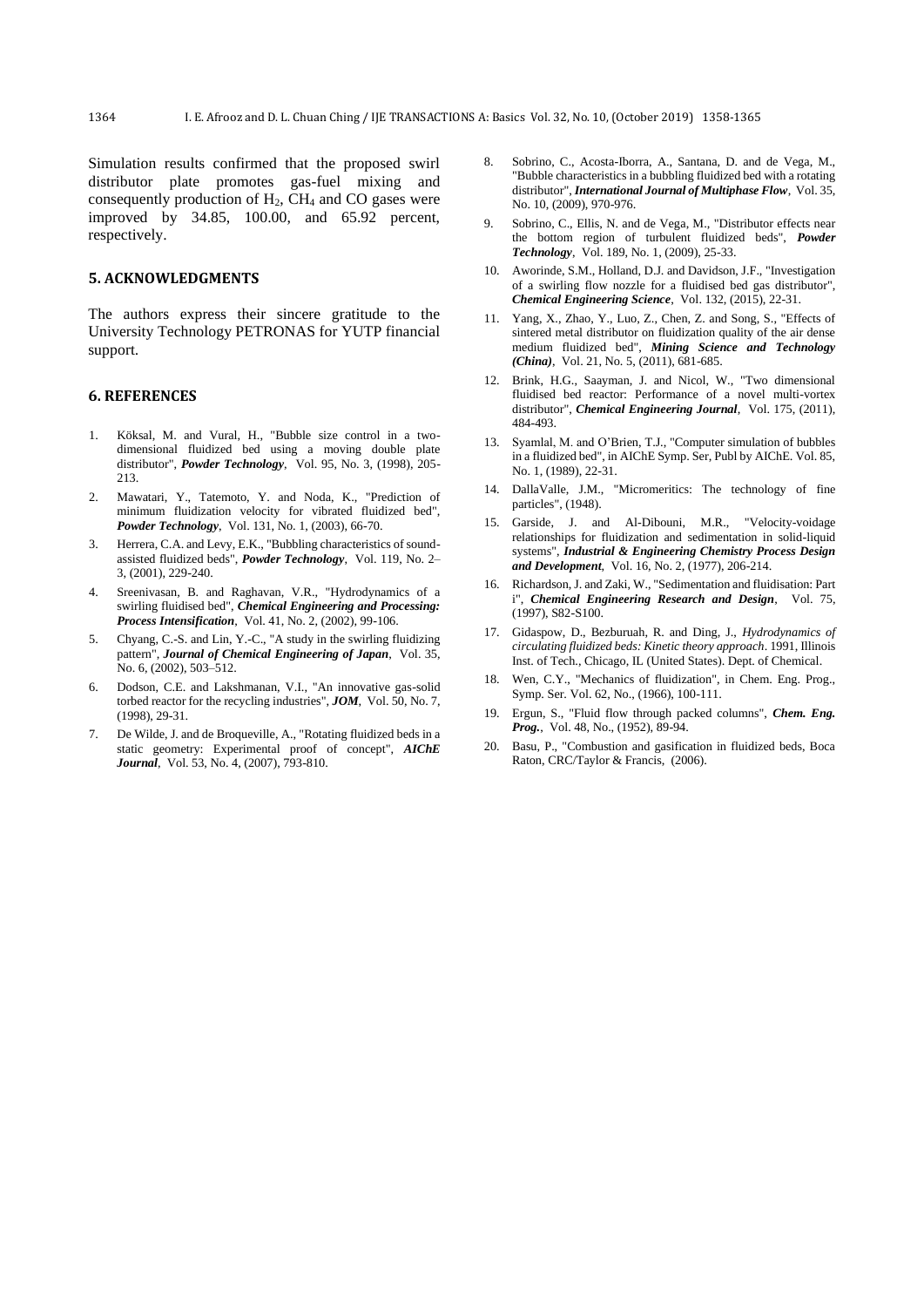Simulation results confirmed that the proposed swirl distributor plate promotes gas-fuel mixing and consequently production of $H_2$, $CH_4$ and CO gases were improved by 34.85, 100.00, and 65.92 percent, respectively.

## 5. ACKNOWLEDGMENTS

The authors express their sincere gratitude to the University Technology PETRONAS for YUTP financial support.

## 6. REFERENCES

1. Köksal, M. and Vural, H., "Bubble size control in a two-dimensional fluidized bed using a moving double plate distributor", ***Powder Technology***, Vol. 95, No. 3, (1998), 205-213.
2. Mawatari, Y., Tatemoto, Y. and Noda, K., "Prediction of minimum fluidization velocity for vibrated fluidized bed", ***Powder Technology***, Vol. 131, No. 1, (2003), 66-70.
3. Herrera, C.A. and Levy, E.K., "Bubbling characteristics of sound-assisted fluidized beds", ***Powder Technology***, Vol. 119, No. 2–3, (2001), 229-240.
4. Sreenivasan, B. and Raghavan, V.R., "Hydrodynamics of a swirling fluidised bed", ***Chemical Engineering and Processing: Process Intensification***, Vol. 41, No. 2, (2002), 99-106.
5. Chyang, C.-S. and Lin, Y.-C., "A study in the swirling fluidizing pattern", ***Journal of Chemical Engineering of Japan***, Vol. 35, No. 6, (2002), 503–512.
6. Dodson, C.E. and Lakshmanan, V.I., "An innovative gas-solid torbed reactor for the recycling industries", ***JOM***, Vol. 50, No. 7, (1998), 29-31.
7. De Wilde, J. and de Broqueville, A., "Rotating fluidized beds in a static geometry: Experimental proof of concept", ***AIChE Journal***, Vol. 53, No. 4, (2007), 793-810.
8. Sobrino, C., Acosta-Iborra, A., Santana, D. and de Vega, M., "Bubble characteristics in a bubbling fluidized bed with a rotating distributor", ***International Journal of Multiphase Flow***, Vol. 35, No. 10, (2009), 970-976.
9. Sobrino, C., Ellis, N. and de Vega, M., "Distributor effects near the bottom region of turbulent fluidized beds", ***Powder Technology***, Vol. 189, No. 1, (2009), 25-33.
10. Aworinde, S.M., Holland, D.J. and Davidson, J.F., "Investigation of a swirling flow nozzle for a fluidised bed gas distributor", ***Chemical Engineering Science***, Vol. 132, (2015), 22-31.
11. Yang, X., Zhao, Y., Luo, Z., Chen, Z. and Song, S., "Effects of sintered metal distributor on fluidization quality of the air dense medium fluidized bed", ***Mining Science and Technology (China)***, Vol. 21, No. 5, (2011), 681-685.
12. Brink, H.G., Saayman, J. and Nicol, W., "Two dimensional fluidised bed reactor: Performance of a novel multi-vortex distributor", ***Chemical Engineering Journal***, Vol. 175, (2011), 484-493.
13. Syamlal, M. and O'Brien, T.J., "Computer simulation of bubbles in a fluidized bed", in AIChE Symp. Ser, Publ by AIChE. Vol. 85, No. 1, (1989), 22-31.
14. DallaValle, J.M., "Micromeritics: The technology of fine particles", (1948).
15. Garside, J. and Al-Dibouni, M.R., "Velocity-voidage relationships for fluidization and sedimentation in solid-liquid systems", ***Industrial & Engineering Chemistry Process Design and Development***, Vol. 16, No. 2, (1977), 206-214.
16. Richardson, J. and Zaki, W., "Sedimentation and fluidisation: Part i", ***Chemical Engineering Research and Design***, Vol. 75, (1997), S82-S100.
17. Gidaspow, D., Bezburuah, R. and Ding, J., *Hydrodynamics of circulating fluidized beds: Kinetic theory approach*. 1991, Illinois Inst. of Tech., Chicago, IL (United States). Dept. of Chemical.
18. Wen, C.Y., "Mechanics of fluidization", in Chem. Eng. Prog., Symp. Ser. Vol. 62, No., (1966), 100-111.
19. Ergun, S., "Fluid flow through packed columns", ***Chem. Eng. Prog.***, Vol. 48, No., (1952), 89-94.
20. Basu, P., "Combustion and gasification in fluidized beds, Boca Raton, CRC/Taylor & Francis, (2006).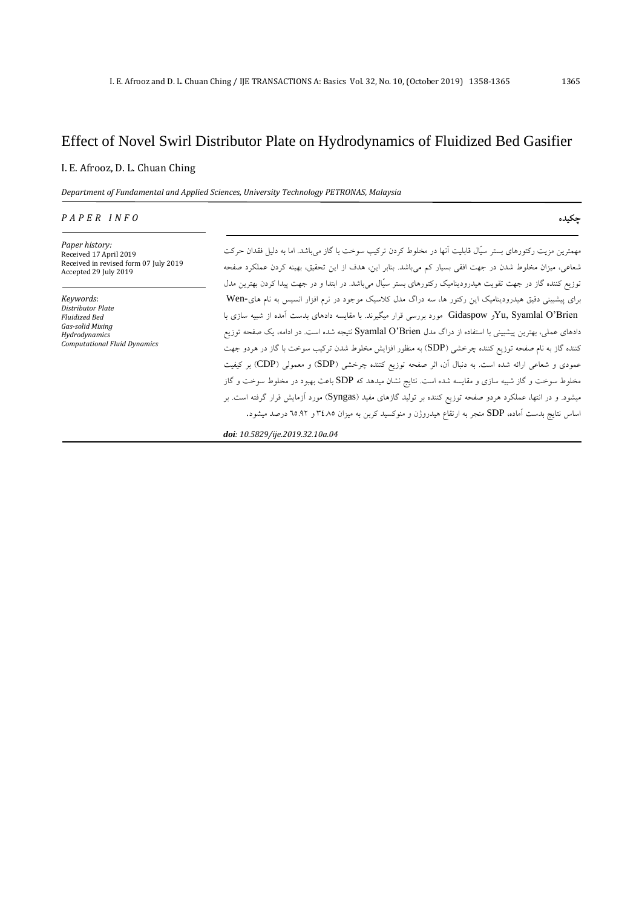# Effect of Novel Swirl Distributor Plate on Hydrodynamics of Fluidized Bed Gasifier

I. E. Afrooz, D. L. Chuan Ching

*Department of Fundamental and Applied Sciences, University Technology PETRONAS, Malaysia*

*PAPER INFO*

*Paper history:*
Received 17 April 2019
Received in revised form 07 July 2019
Accepted 29 July 2019

*Keywords*:
*Distributor Plate*
*Fluidized Bed*
*Gas-solid Mixing*
*Hydrodynamics*
*Computational Fluid Dynamics*

**چکیده**

مهمترین مزیت رکتورهای بستر سیّال قابلیت آنها در مخلوط کردن ترکیب سوخت با گاز می‌باشد. اما به دلیل فقدان حرکت شعاعی، میزان مخلوط شدن در جهت افقی بسیار کم می‌باشد. بنابر این، هدف از این تحقیق، بهینه کردن عملکرد صفحه توزیع کننده گاز در جهت تقویت هیدرودینامیک رکتورهای بستر سیّال می‌باشد. در ابتدا و در جهت پیدا کردن بهترین مدل برای پیشبینی دقیق هیدرودینامیک این رکتور ها، سه دراگ مدل کلاسیک موجود در نرم افزار انسیس به نام های Wen-Yu, Syamlal O’Brien و Gidaspow مورد بررسی قرار میگیرند. با مقایسه دادهای بدست آمده از شبیه سازی با دادهای عملی، بهترین پیشبینی با استفاده از دراگ مدل Syamlal O’Brien نتیجه شده است. در ادامه، یک صفحه توزیع کننده گاز به نام صفحه توزیع کننده چرخشی (SDP) به منظور افزایش مخلوط شدن ترکیب سوخت با گاز در هردو جهت عمودی و شعاعی ارائه شده است. به دنبال آن، اثر صفحه توزیع کننده چرخشی (SDP) و معمولی (CDP) بر کیفیت مخلوط سوخت و گاز شبیه سازی و مقایسه شده است. نتایج نشان میدهد که SDP باعث بهبود در مخلوط سوخت و گاز میشود. و در انتها، عملکرد هردو صفحه توزیع کننده بر تولید گازهای مفید (Syngas) مورد آزمایش قرار گرفته است. بر اساس نتایج بدست آماده، SDP منجر به ارتفاع هیدروژن و منوکسید کربن به میزان ۳۴.۸۵ و ۶۵.۹۲ درصد میشود.

***doi****: 10.5829/ije.2019.32.10a.04*